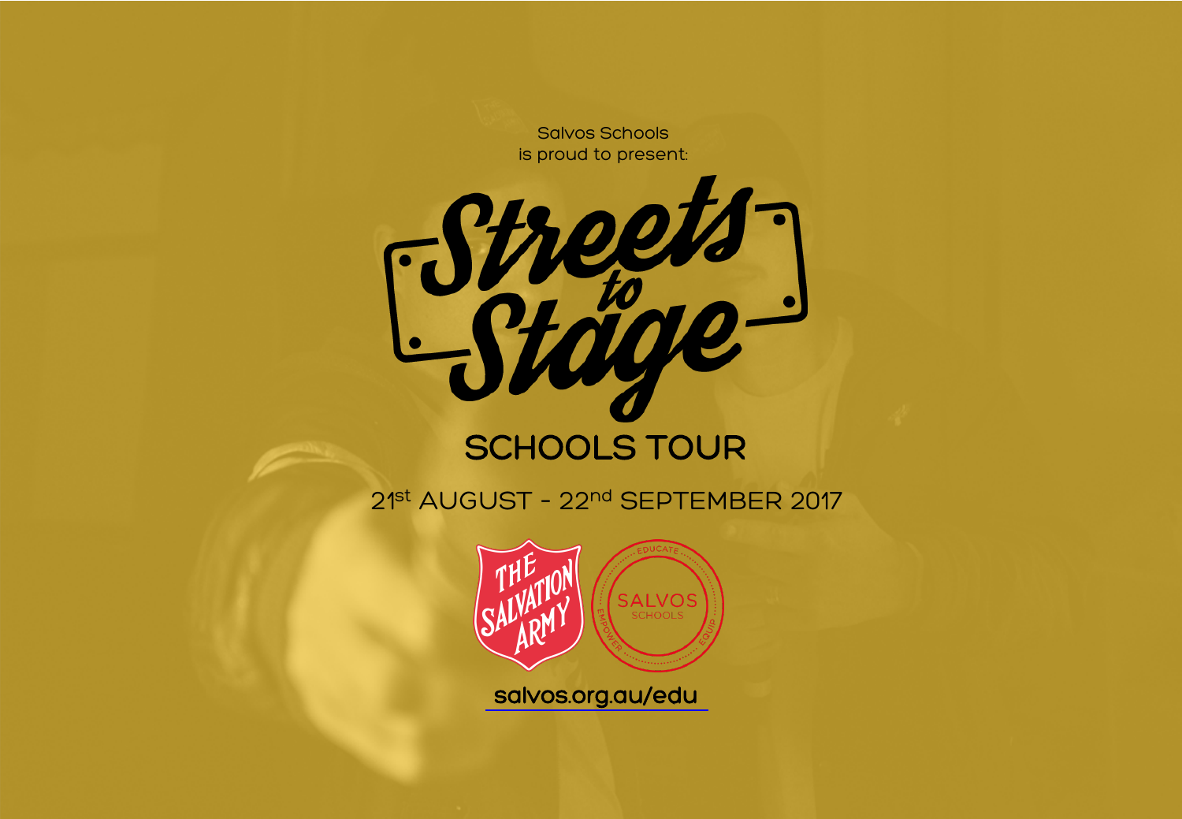Salvos Schools
is proud to present:

# Streets to Stage

## SCHOOLS TOUR

21st AUGUST - 22nd SEPTEMBER 2017

THE SALVATION ARMY

SALVOS SCHOOLS
EDUCATE EMPOWER EQUIP

salvos.org.au/edu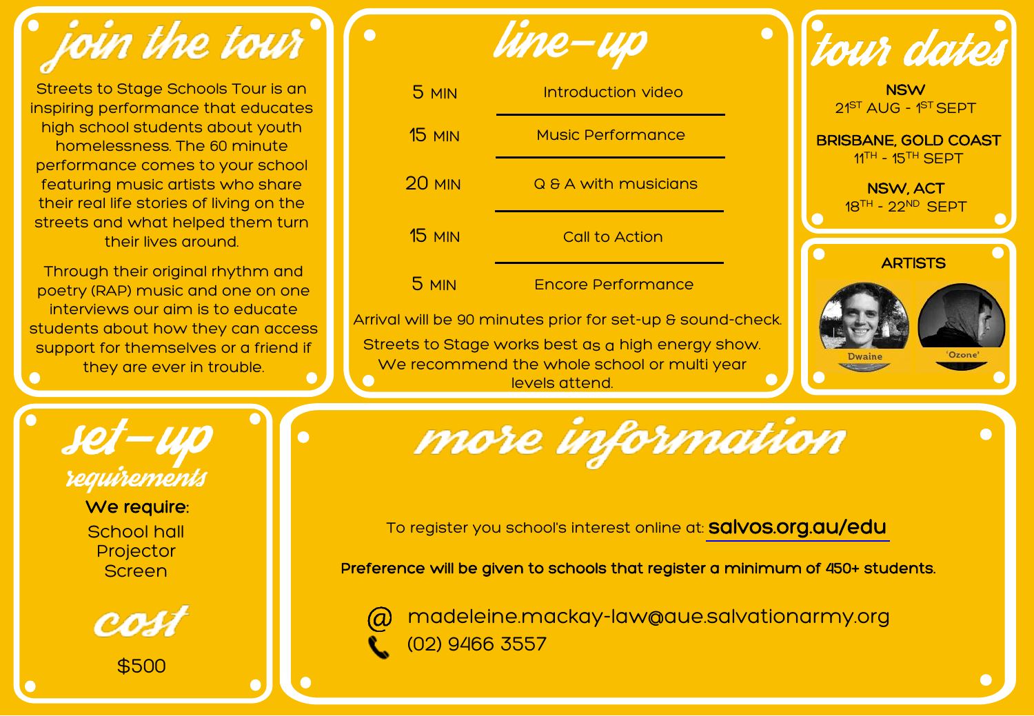## join the tour

Streets to Stage Schools Tour is an inspiring performance that educates high school students about youth homelessness. The 60 minute performance comes to your school featuring music artists who share their real life stories of living on the streets and what helped them turn their lives around.

Through their original rhythm and poetry (RAP) music and one on one interviews our aim is to educate students about how they can access support for themselves or a friend if they are ever in trouble.

## line-up

| | |
|---|---|
| 5 MIN | Introduction video |
| 15 MIN | Music Performance |
| 20 MIN | Q & A with musicians |
| 15 MIN | Call to Action |
| 5 MIN | Encore Performance |

Arrival will be 90 minutes prior for set-up & sound-check.

Streets to Stage works best as a high energy show. We recommend the whole school or multi year levels attend.

## tour dates

**NSW**
21ST AUG - 1ST SEPT

**BRISBANE, GOLD COAST**
11TH - 15TH SEPT

**NSW, ACT**
18TH - 22ND SEPT

**ARTISTS**

Dwaine

'Ozone'

## set-up requirements

**We require:**

School hall
Projector
Screen

## cost

$500

## more information

To register you school's interest online at: **salvos.org.au/edu**

**Preference will be given to schools that register a minimum of 450+ students.**

@ madeleine.mackay-law@aue.salvationarmy.org

(02) 9466 3557